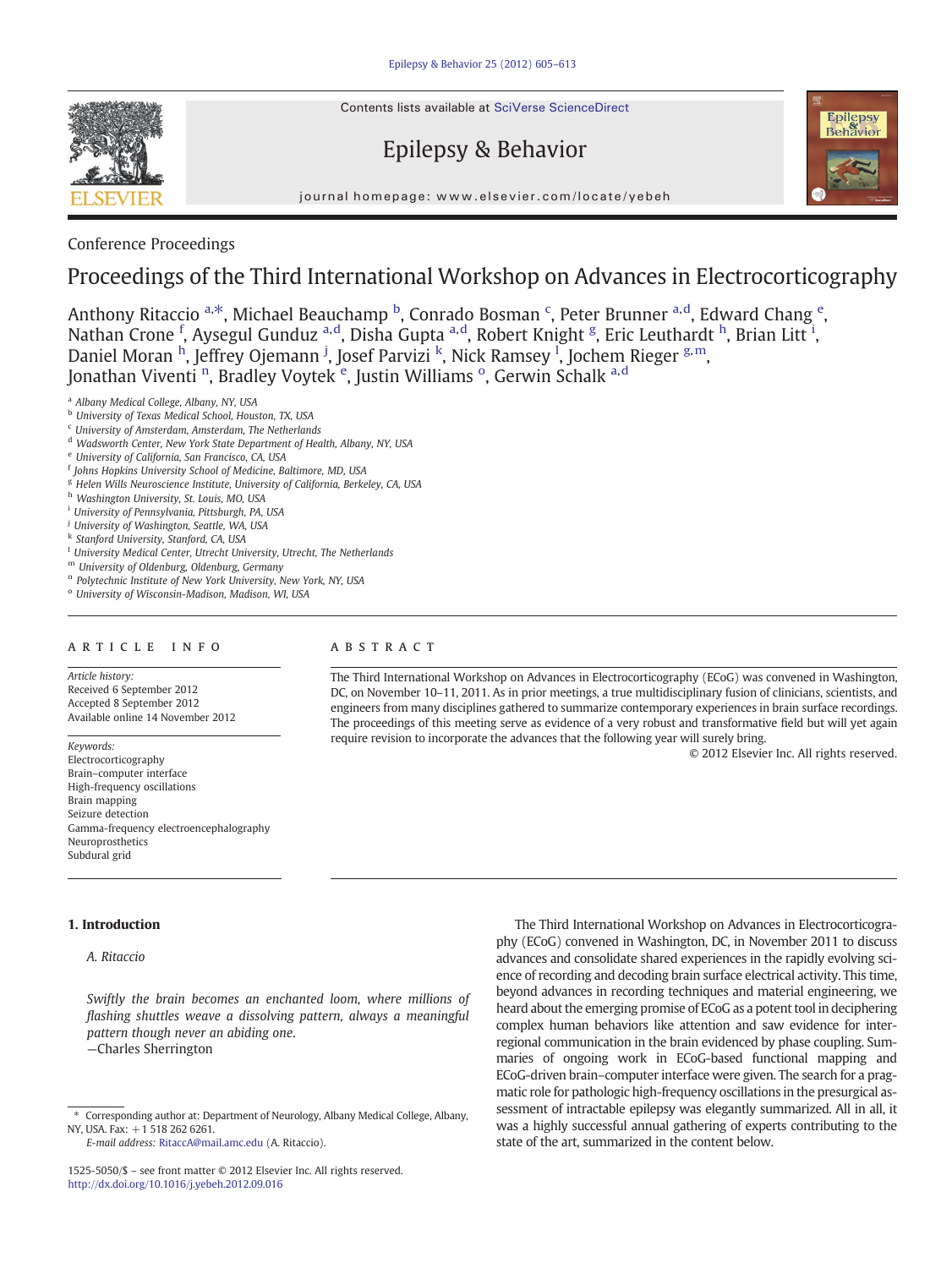Conference Proceedings

# Proceedings of the Third International Workshop on Advances in Electrocorticography

Anthony Ritaccio [a,*], Michael Beauchamp [b], Conrado Bosman [c], Peter Brunner [a,d], Edward Chang [e], Nathan Crone [f], Aysegul Gunduz [a,d], Disha Gupta [a,d], Robert Knight [g], Eric Leuthardt [h], Brian Litt [i], Daniel Moran [h], Jeffrey Ojemann [j], Josef Parvizi [k], Nick Ramsey [l], Jochem Rieger [g,m], Jonathan Viventi [n], Bradley Voytek [e], Justin Williams [o], Gerwin Schalk [a,d]

[a] Albany Medical College, Albany, NY, USA
[b] University of Texas Medical School, Houston, TX, USA
[c] University of Amsterdam, Amsterdam, The Netherlands
[d] Wadsworth Center, New York State Department of Health, Albany, NY, USA
[e] University of California, San Francisco, CA, USA
[f] Johns Hopkins University School of Medicine, Baltimore, MD, USA
[g] Helen Wills Neuroscience Institute, University of California, Berkeley, CA, USA
[h] Washington University, St. Louis, MO, USA
[i] University of Pennsylvania, Pittsburgh, PA, USA
[j] University of Washington, Seattle, WA, USA
[k] Stanford University, Stanford, CA, USA
[l] University Medical Center, Utrecht University, Utrecht, The Netherlands
[m] University of Oldenburg, Oldenburg, Germany
[n] Polytechnic Institute of New York University, New York, NY, USA
[o] University of Wisconsin-Madison, Madison, WI, USA

**ARTICLE INFO**

*Article history:*
Received 6 September 2012
Accepted 8 September 2012
Available online 14 November 2012

*Keywords:*
Electrocorticography
Brain–computer interface
High-frequency oscillations
Brain mapping
Seizure detection
Gamma-frequency electroencephalography
Neuroprosthetics
Subdural grid

**ABSTRACT**

The Third International Workshop on Advances in Electrocorticography (ECoG) was convened in Washington, DC, on November 10–11, 2011. As in prior meetings, a true multidisciplinary fusion of clinicians, scientists, and engineers from many disciplines gathered to summarize contemporary experiences in brain surface recordings. The proceedings of this meeting serve as evidence of a very robust and transformative field but will yet again require revision to incorporate the advances that the following year will surely bring.

© 2012 Elsevier Inc. All rights reserved.

## 1. Introduction

*A. Ritaccio*

*Swiftly the brain becomes an enchanted loom, where millions of flashing shuttles weave a dissolving pattern, always a meaningful pattern though never an abiding one.*
—Charles Sherrington

The Third International Workshop on Advances in Electrocorticography (ECoG) convened in Washington, DC, in November 2011 to discuss advances and consolidate shared experiences in the rapidly evolving science of recording and decoding brain surface electrical activity. This time, beyond advances in recording techniques and material engineering, we heard about the emerging promise of ECoG as a potent tool in deciphering complex human behaviors like attention and saw evidence for inter-regional communication in the brain evidenced by phase coupling. Summaries of ongoing work in ECoG-based functional mapping and ECoG-driven brain–computer interface were given. The search for a pragmatic role for pathologic high-frequency oscillations in the presurgical assessment of intractable epilepsy was elegantly summarized. All in all, it was a highly successful annual gathering of experts contributing to the state of the art, summarized in the content below.

\* Corresponding author at: Department of Neurology, Albany Medical College, Albany, NY, USA. Fax: +1 518 262 6261.
*E-mail address:* RitaccA@mail.amc.edu (A. Ritaccio).

1525-5050/$ – see front matter © 2012 Elsevier Inc. All rights reserved.
http://dx.doi.org/10.1016/j.yebeh.2012.09.016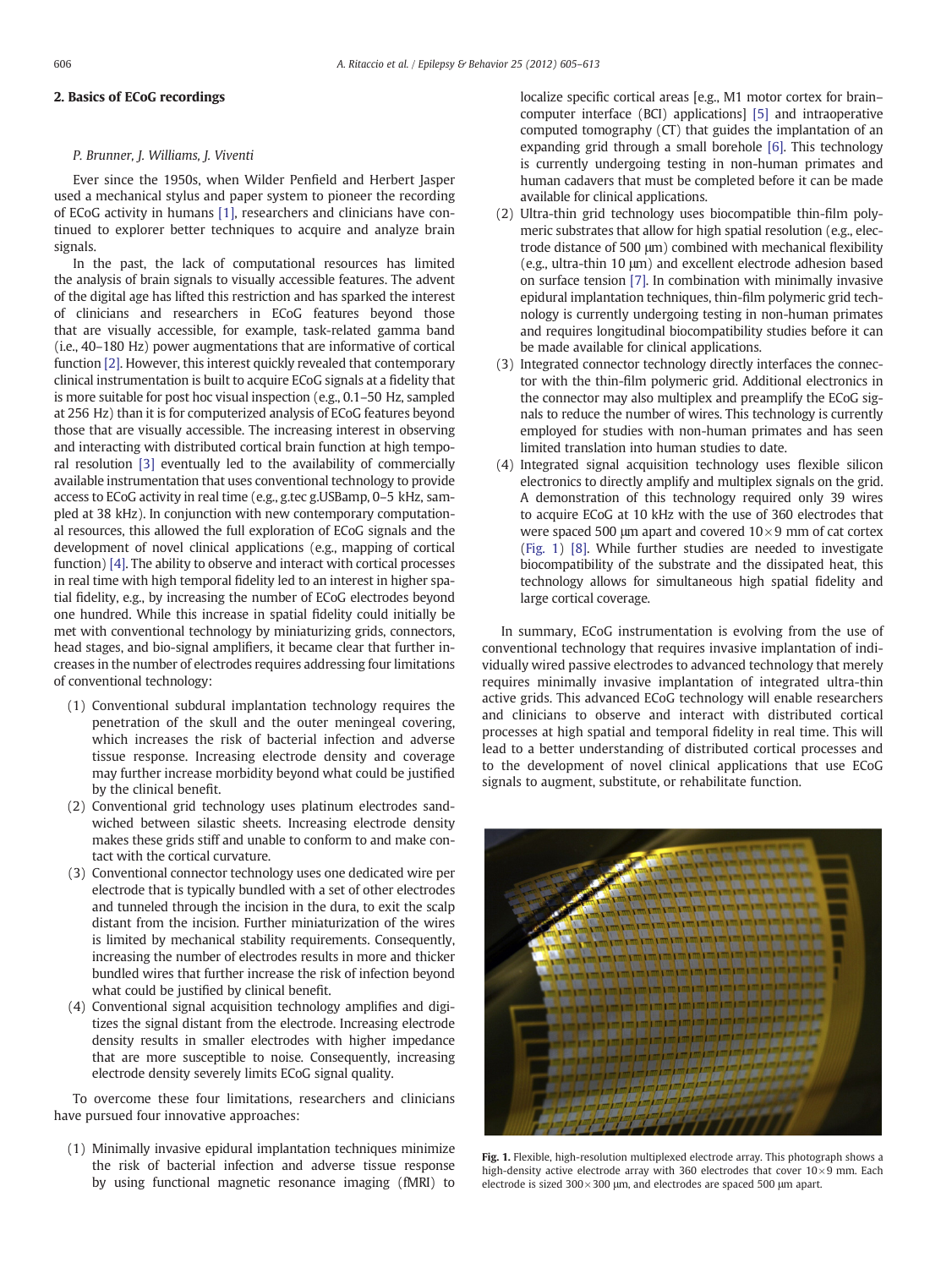## 2. Basics of ECoG recordings

*P. Brunner, J. Williams, J. Viventi*

Ever since the 1950s, when Wilder Penfield and Herbert Jasper used a mechanical stylus and paper system to pioneer the recording of ECoG activity in humans [1], researchers and clinicians have continued to explorer better techniques to acquire and analyze brain signals.

In the past, the lack of computational resources has limited the analysis of brain signals to visually accessible features. The advent of the digital age has lifted this restriction and has sparked the interest of clinicians and researchers in ECoG features beyond those that are visually accessible, for example, task-related gamma band (i.e., 40–180 Hz) power augmentations that are informative of cortical function [2]. However, this interest quickly revealed that contemporary clinical instrumentation is built to acquire ECoG signals at a fidelity that is more suitable for post hoc visual inspection (e.g., 0.1–50 Hz, sampled at 256 Hz) than it is for computerized analysis of ECoG features beyond those that are visually accessible. The increasing interest in observing and interacting with distributed cortical brain function at high temporal resolution [3] eventually led to the availability of commercially available instrumentation that uses conventional technology to provide access to ECoG activity in real time (e.g., g.tec g.USBamp, 0–5 kHz, sampled at 38 kHz). In conjunction with new contemporary computational resources, this allowed the full exploration of ECoG signals and the development of novel clinical applications (e.g., mapping of cortical function) [4]. The ability to observe and interact with cortical processes in real time with high temporal fidelity led to an interest in higher spatial fidelity, e.g., by increasing the number of ECoG electrodes beyond one hundred. While this increase in spatial fidelity could initially be met with conventional technology by miniaturizing grids, connectors, head stages, and bio-signal amplifiers, it became clear that further increases in the number of electrodes requires addressing four limitations of conventional technology:

1. Conventional subdural implantation technology requires the penetration of the skull and the outer meningeal covering, which increases the risk of bacterial infection and adverse tissue response. Increasing electrode density and coverage may further increase morbidity beyond what could be justified by the clinical benefit.
2. Conventional grid technology uses platinum electrodes sandwiched between silastic sheets. Increasing electrode density makes these grids stiff and unable to conform to and make contact with the cortical curvature.
3. Conventional connector technology uses one dedicated wire per electrode that is typically bundled with a set of other electrodes and tunneled through the incision in the dura, to exit the scalp distant from the incision. Further miniaturization of the wires is limited by mechanical stability requirements. Consequently, increasing the number of electrodes results in more and thicker bundled wires that further increase the risk of infection beyond what could be justified by clinical benefit.
4. Conventional signal acquisition technology amplifies and digitizes the signal distant from the electrode. Increasing electrode density results in smaller electrodes with higher impedance that are more susceptible to noise. Consequently, increasing electrode density severely limits ECoG signal quality.

To overcome these four limitations, researchers and clinicians have pursued four innovative approaches:

1. Minimally invasive epidural implantation techniques minimize the risk of bacterial infection and adverse tissue response by using functional magnetic resonance imaging (fMRI) to localize specific cortical areas [e.g., M1 motor cortex for brain–computer interface (BCI) applications] [5] and intraoperative computed tomography (CT) that guides the implantation of an expanding grid through a small borehole [6]. This technology is currently undergoing testing in non-human primates and human cadavers that must be completed before it can be made available for clinical applications.
2. Ultra-thin grid technology uses biocompatible thin-film polymeric substrates that allow for high spatial resolution (e.g., electrode distance of 500 μm) combined with mechanical flexibility (e.g., ultra-thin 10 μm) and excellent electrode adhesion based on surface tension [7]. In combination with minimally invasive epidural implantation techniques, thin-film polymeric grid technology is currently undergoing testing in non-human primates and requires longitudinal biocompatibility studies before it can be made available for clinical applications.
3. Integrated connector technology directly interfaces the connector with the thin-film polymeric grid. Additional electronics in the connector may also multiplex and preamplify the ECoG signals to reduce the number of wires. This technology is currently employed for studies with non-human primates and has seen limited translation into human studies to date.
4. Integrated signal acquisition technology uses flexible silicon electronics to directly amplify and multiplex signals on the grid. A demonstration of this technology required only 39 wires to acquire ECoG at 10 kHz with the use of 360 electrodes that were spaced 500 μm apart and covered 10×9 mm of cat cortex (Fig. 1) [8]. While further studies are needed to investigate biocompatibility of the substrate and the dissipated heat, this technology allows for simultaneous high spatial fidelity and large cortical coverage.

In summary, ECoG instrumentation is evolving from the use of conventional technology that requires invasive implantation of individually wired passive electrodes to advanced technology that merely requires minimally invasive implantation of integrated ultra-thin active grids. This advanced ECoG technology will enable researchers and clinicians to observe and interact with distributed cortical processes at high spatial and temporal fidelity in real time. This will lead to a better understanding of distributed cortical processes and to the development of novel clinical applications that use ECoG signals to augment, substitute, or rehabilitate function.

**Fig. 1.** Flexible, high-resolution multiplexed electrode array. This photograph shows a high-density active electrode array with 360 electrodes that cover 10×9 mm. Each electrode is sized 300×300 μm, and electrodes are spaced 500 μm apart.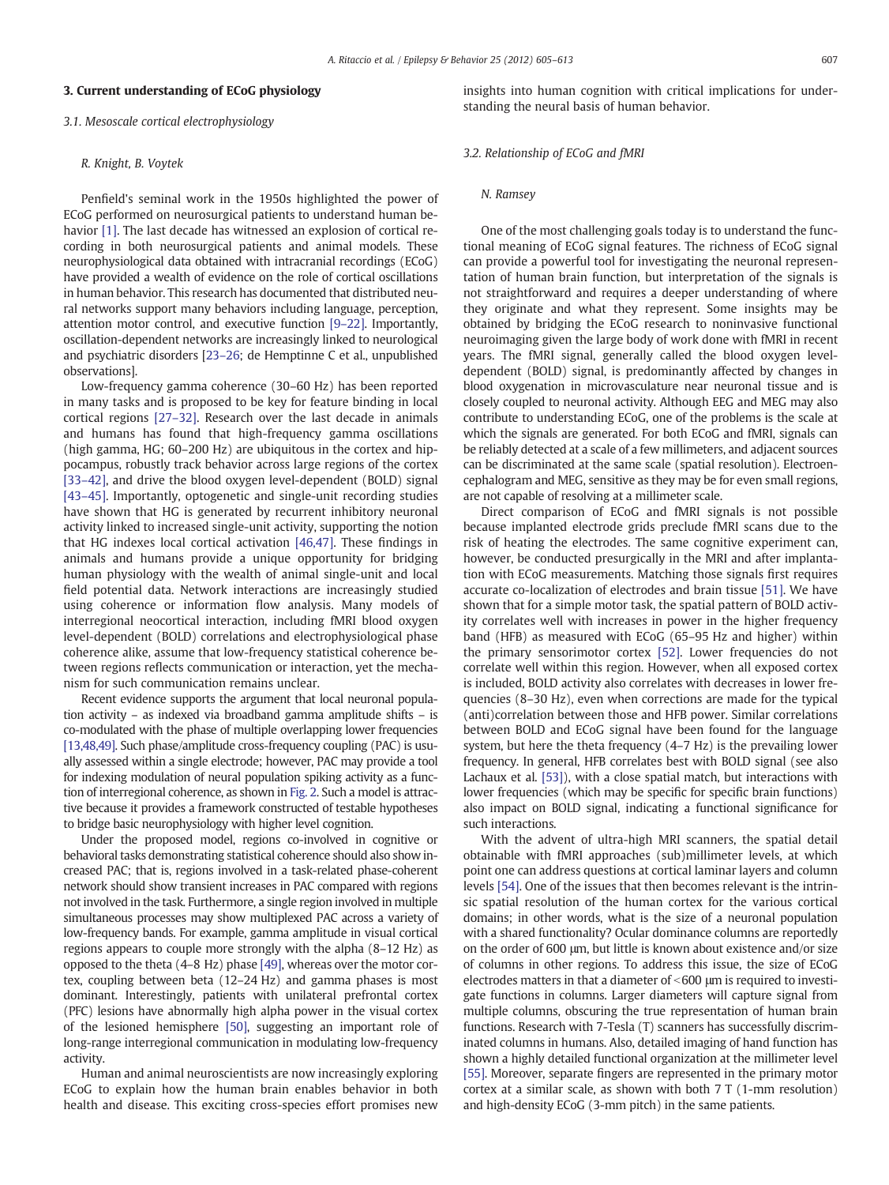## 3. Current understanding of ECoG physiology

### 3.1. Mesoscale cortical electrophysiology

*R. Knight, B. Voytek*

Penfield's seminal work in the 1950s highlighted the power of ECoG performed on neurosurgical patients to understand human behavior [1]. The last decade has witnessed an explosion of cortical recording in both neurosurgical patients and animal models. These neurophysiological data obtained with intracranial recordings (ECoG) have provided a wealth of evidence on the role of cortical oscillations in human behavior. This research has documented that distributed neural networks support many behaviors including language, perception, attention motor control, and executive function [9–22]. Importantly, oscillation-dependent networks are increasingly linked to neurological and psychiatric disorders [23–26; de Hemptinne C et al., unpublished observations].

Low-frequency gamma coherence (30–60 Hz) has been reported in many tasks and is proposed to be key for feature binding in local cortical regions [27–32]. Research over the last decade in animals and humans has found that high-frequency gamma oscillations (high gamma, HG; 60–200 Hz) are ubiquitous in the cortex and hippocampus, robustly track behavior across large regions of the cortex [33–42], and drive the blood oxygen level-dependent (BOLD) signal [43–45]. Importantly, optogenetic and single-unit recording studies have shown that HG is generated by recurrent inhibitory neuronal activity linked to increased single-unit activity, supporting the notion that HG indexes local cortical activation [46,47]. These findings in animals and humans provide a unique opportunity for bridging human physiology with the wealth of animal single-unit and local field potential data. Network interactions are increasingly studied using coherence or information flow analysis. Many models of interregional neocortical interaction, including fMRI blood oxygen level-dependent (BOLD) correlations and electrophysiological phase coherence alike, assume that low-frequency statistical coherence between regions reflects communication or interaction, yet the mechanism for such communication remains unclear.

Recent evidence supports the argument that local neuronal population activity – as indexed via broadband gamma amplitude shifts – is co-modulated with the phase of multiple overlapping lower frequencies [13,48,49]. Such phase/amplitude cross-frequency coupling (PAC) is usually assessed within a single electrode; however, PAC may provide a tool for indexing modulation of neural population spiking activity as a function of interregional coherence, as shown in Fig. 2. Such a model is attractive because it provides a framework constructed of testable hypotheses to bridge basic neurophysiology with higher level cognition.

Under the proposed model, regions co-involved in cognitive or behavioral tasks demonstrating statistical coherence should also show increased PAC; that is, regions involved in a task-related phase-coherent network should show transient increases in PAC compared with regions not involved in the task. Furthermore, a single region involved in multiple simultaneous processes may show multiplexed PAC across a variety of low-frequency bands. For example, gamma amplitude in visual cortical regions appears to couple more strongly with the alpha (8–12 Hz) as opposed to the theta (4–8 Hz) phase [49], whereas over the motor cortex, coupling between beta (12–24 Hz) and gamma phases is most dominant. Interestingly, patients with unilateral prefrontal cortex (PFC) lesions have abnormally high alpha power in the visual cortex of the lesioned hemisphere [50], suggesting an important role of long-range interregional communication in modulating low-frequency activity.

Human and animal neuroscientists are now increasingly exploring ECoG to explain how the human brain enables behavior in both health and disease. This exciting cross-species effort promises new insights into human cognition with critical implications for understanding the neural basis of human behavior.

### 3.2. Relationship of ECoG and fMRI

*N. Ramsey*

One of the most challenging goals today is to understand the functional meaning of ECoG signal features. The richness of ECoG signal can provide a powerful tool for investigating the neuronal representation of human brain function, but interpretation of the signals is not straightforward and requires a deeper understanding of where they originate and what they represent. Some insights may be obtained by bridging the ECoG research to noninvasive functional neuroimaging given the large body of work done with fMRI in recent years. The fMRI signal, generally called the blood oxygen level-dependent (BOLD) signal, is predominantly affected by changes in blood oxygenation in microvasculature near neuronal tissue and is closely coupled to neuronal activity. Although EEG and MEG may also contribute to understanding ECoG, one of the problems is the scale at which the signals are generated. For both ECoG and fMRI, signals can be reliably detected at a scale of a few millimeters, and adjacent sources can be discriminated at the same scale (spatial resolution). Electroencephalogram and MEG, sensitive as they may be for even small regions, are not capable of resolving at a millimeter scale.

Direct comparison of ECoG and fMRI signals is not possible because implanted electrode grids preclude fMRI scans due to the risk of heating the electrodes. The same cognitive experiment can, however, be conducted presurgically in the MRI and after implantation with ECoG measurements. Matching those signals first requires accurate co-localization of electrodes and brain tissue [51]. We have shown that for a simple motor task, the spatial pattern of BOLD activity correlates well with increases in power in the higher frequency band (HFB) as measured with ECoG (65–95 Hz and higher) within the primary sensorimotor cortex [52]. Lower frequencies do not correlate well within this region. However, when all exposed cortex is included, BOLD activity also correlates with decreases in lower frequencies (8–30 Hz), even when corrections are made for the typical (anti)correlation between those and HFB power. Similar correlations between BOLD and ECoG signal have been found for the language system, but here the theta frequency (4–7 Hz) is the prevailing lower frequency. In general, HFB correlates best with BOLD signal (see also Lachaux et al. [53]), with a close spatial match, but interactions with lower frequencies (which may be specific for specific brain functions) also impact on BOLD signal, indicating a functional significance for such interactions.

With the advent of ultra-high MRI scanners, the spatial detail obtainable with fMRI approaches (sub)millimeter levels, at which point one can address questions at cortical laminar layers and column levels [54]. One of the issues that then becomes relevant is the intrinsic spatial resolution of the human cortex for the various cortical domains; in other words, what is the size of a neuronal population with a shared functionality? Ocular dominance columns are reportedly on the order of 600 μm, but little is known about existence and/or size of columns in other regions. To address this issue, the size of ECoG electrodes matters in that a diameter of <600 μm is required to investigate functions in columns. Larger diameters will capture signal from multiple columns, obscuring the true representation of human brain functions. Research with 7-Tesla (T) scanners has successfully discriminated columns in humans. Also, detailed imaging of hand function has shown a highly detailed functional organization at the millimeter level [55]. Moreover, separate fingers are represented in the primary motor cortex at a similar scale, as shown with both 7 T (1-mm resolution) and high-density ECoG (3-mm pitch) in the same patients.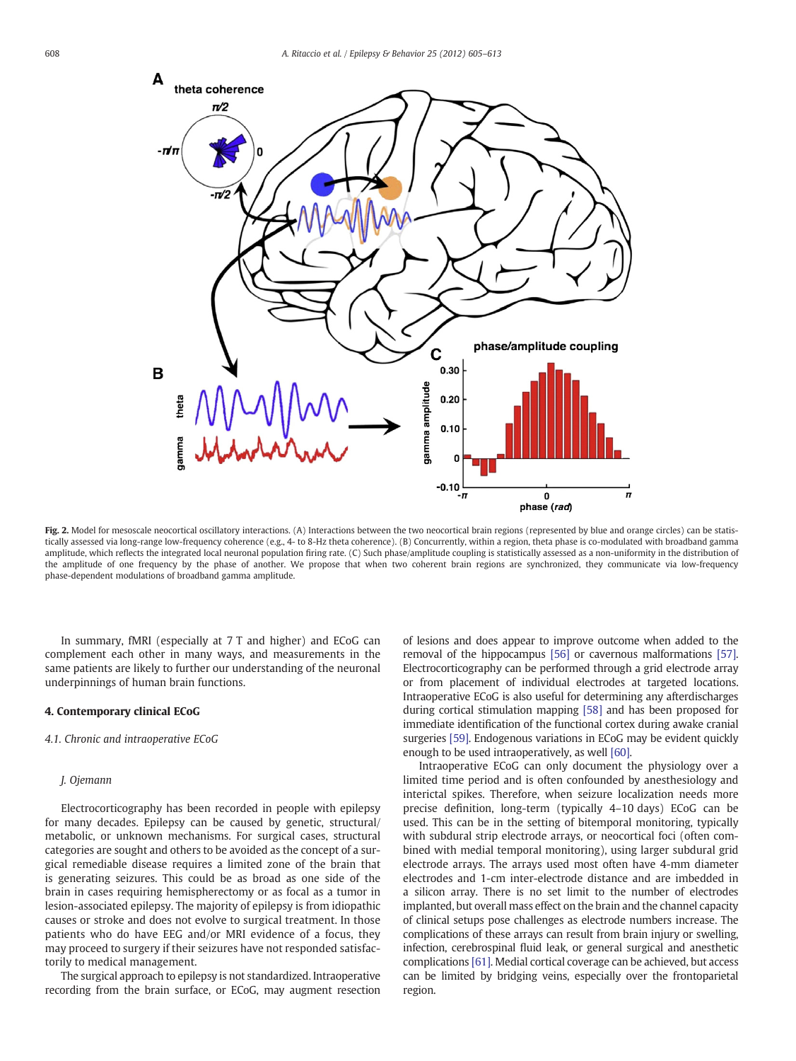A

theta coherence

π/2

-π/π

0

-π/2

B

theta

gamma

C

phase/amplitude coupling

0.30

0.20

0.10

0

-0.10

gamma amplitude

-π

0

π

phase (*rad*)

**Fig. 2.** Model for mesoscale neocortical oscillatory interactions. (A) Interactions between the two neocortical brain regions (represented by blue and orange circles) can be statistically assessed via long-range low-frequency coherence (e.g., 4- to 8-Hz theta coherence). (B) Concurrently, within a region, theta phase is co-modulated with broadband gamma amplitude, which reflects the integrated local neuronal population firing rate. (C) Such phase/amplitude coupling is statistically assessed as a non-uniformity in the distribution of the amplitude of one frequency by the phase of another. We propose that when two coherent brain regions are synchronized, they communicate via low-frequency phase-dependent modulations of broadband gamma amplitude.

In summary, fMRI (especially at 7 T and higher) and ECoG can complement each other in many ways, and measurements in the same patients are likely to further our understanding of the neuronal underpinnings of human brain functions.

## 4. Contemporary clinical ECoG

### 4.1. Chronic and intraoperative ECoG

*J. Ojemann*

Electrocorticography has been recorded in people with epilepsy for many decades. Epilepsy can be caused by genetic, structural/metabolic, or unknown mechanisms. For surgical cases, structural categories are sought and others to be avoided as the concept of a surgical remediable disease requires a limited zone of the brain that is generating seizures. This could be as broad as one side of the brain in cases requiring hemispherectomy or as focal as a tumor in lesion-associated epilepsy. The majority of epilepsy is from idiopathic causes or stroke and does not evolve to surgical treatment. In those patients who do have EEG and/or MRI evidence of a focus, they may proceed to surgery if their seizures have not responded satisfactorily to medical management.

The surgical approach to epilepsy is not standardized. Intraoperative recording from the brain surface, or ECoG, may augment resection of lesions and does appear to improve outcome when added to the removal of the hippocampus [56] or cavernous malformations [57]. Electrocorticography can be performed through a grid electrode array or from placement of individual electrodes at targeted locations. Intraoperative ECoG is also useful for determining any afterdischarges during cortical stimulation mapping [58] and has been proposed for immediate identification of the functional cortex during awake cranial surgeries [59]. Endogenous variations in ECoG may be evident quickly enough to be used intraoperatively, as well [60].

Intraoperative ECoG can only document the physiology over a limited time period and is often confounded by anesthesiology and interictal spikes. Therefore, when seizure localization needs more precise definition, long-term (typically 4–10 days) ECoG can be used. This can be in the setting of bitemporal monitoring, typically with subdural strip electrode arrays, or neocortical foci (often combined with medial temporal monitoring), using larger subdural grid electrode arrays. The arrays used most often have 4-mm diameter electrodes and 1-cm inter-electrode distance and are imbedded in a silicon array. There is no set limit to the number of electrodes implanted, but overall mass effect on the brain and the channel capacity of clinical setups pose challenges as electrode numbers increase. The complications of these arrays can result from brain injury or swelling, infection, cerebrospinal fluid leak, or general surgical and anesthetic complications [61]. Medial cortical coverage can be achieved, but access can be limited by bridging veins, especially over the frontoparietal region.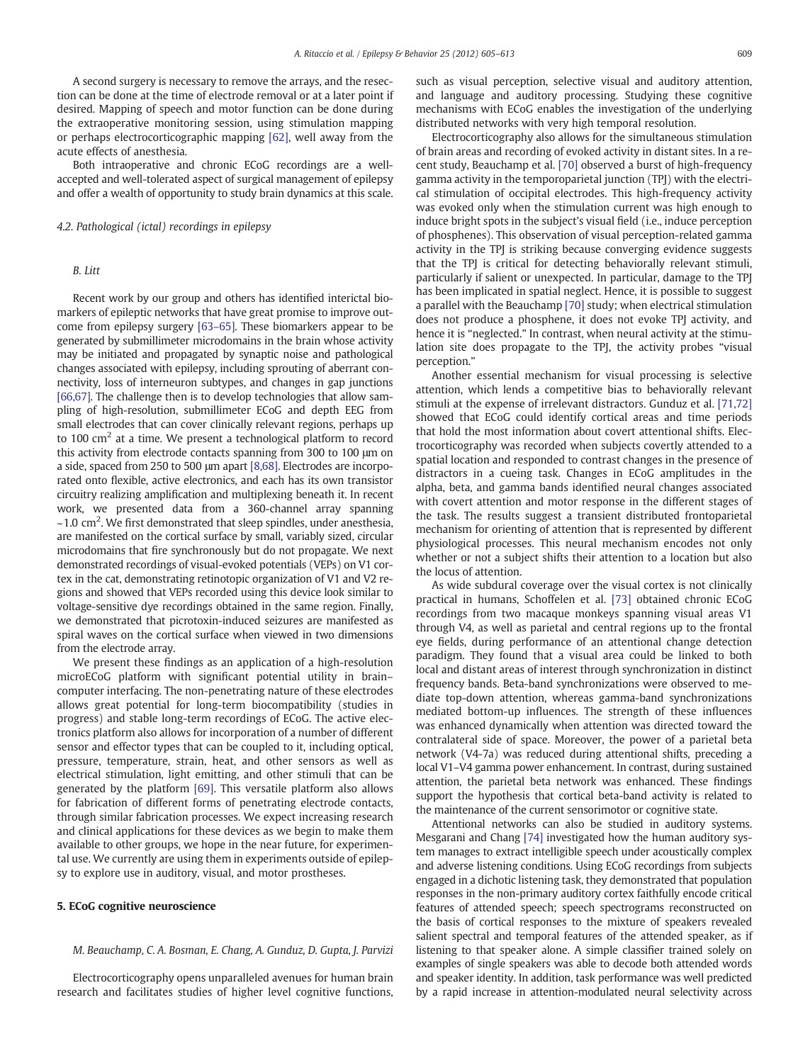A second surgery is necessary to remove the arrays, and the resection can be done at the time of electrode removal or at a later point if desired. Mapping of speech and motor function can be done during the extraoperative monitoring session, using stimulation mapping or perhaps electrocorticographic mapping [62], well away from the acute effects of anesthesia.

Both intraoperative and chronic ECoG recordings are a well-accepted and well-tolerated aspect of surgical management of epilepsy and offer a wealth of opportunity to study brain dynamics at this scale.

### 4.2. Pathological (ictal) recordings in epilepsy

*B. Litt*

Recent work by our group and others has identified interictal biomarkers of epileptic networks that have great promise to improve outcome from epilepsy surgery [63–65]. These biomarkers appear to be generated by submillimeter microdomains in the brain whose activity may be initiated and propagated by synaptic noise and pathological changes associated with epilepsy, including sprouting of aberrant connectivity, loss of interneuron subtypes, and changes in gap junctions [66,67]. The challenge then is to develop technologies that allow sampling of high-resolution, submillimeter ECoG and depth EEG from small electrodes that can cover clinically relevant regions, perhaps up to 100 cm$^2$ at a time. We present a technological platform to record this activity from electrode contacts spanning from 300 to 100 μm on a side, spaced from 250 to 500 μm apart [8,68]. Electrodes are incorporated onto flexible, active electronics, and each has its own transistor circuitry realizing amplification and multiplexing beneath it. In recent work, we presented data from a 360-channel array spanning ~1.0 cm$^2$. We first demonstrated that sleep spindles, under anesthesia, are manifested on the cortical surface by small, variably sized, circular microdomains that fire synchronously but do not propagate. We next demonstrated recordings of visual-evoked potentials (VEPs) on V1 cortex in the cat, demonstrating retinotopic organization of V1 and V2 regions and showed that VEPs recorded using this device look similar to voltage-sensitive dye recordings obtained in the same region. Finally, we demonstrated that picrotoxin-induced seizures are manifested as spiral waves on the cortical surface when viewed in two dimensions from the electrode array.

We present these findings as an application of a high-resolution microECoG platform with significant potential utility in brain–computer interfacing. The non-penetrating nature of these electrodes allows great potential for long-term biocompatibility (studies in progress) and stable long-term recordings of ECoG. The active electronics platform also allows for incorporation of a number of different sensor and effector types that can be coupled to it, including optical, pressure, temperature, strain, heat, and other sensors as well as electrical stimulation, light emitting, and other stimuli that can be generated by the platform [69]. This versatile platform also allows for fabrication of different forms of penetrating electrode contacts, through similar fabrication processes. We expect increasing research and clinical applications for these devices as we begin to make them available to other groups, we hope in the near future, for experimental use. We currently are using them in experiments outside of epilepsy to explore use in auditory, visual, and motor prostheses.

## 5. ECoG cognitive neuroscience

*M. Beauchamp, C. A. Bosman, E. Chang, A. Gunduz, D. Gupta, J. Parvizi*

Electrocorticography opens unparalleled avenues for human brain research and facilitates studies of higher level cognitive functions, such as visual perception, selective visual and auditory attention, and language and auditory processing. Studying these cognitive mechanisms with ECoG enables the investigation of the underlying distributed networks with very high temporal resolution.

Electrocorticography also allows for the simultaneous stimulation of brain areas and recording of evoked activity in distant sites. In a recent study, Beauchamp et al. [70] observed a burst of high-frequency gamma activity in the temporoparietal junction (TPJ) with the electrical stimulation of occipital electrodes. This high-frequency activity was evoked only when the stimulation current was high enough to induce bright spots in the subject's visual field (i.e., induce perception of phosphenes). This observation of visual perception-related gamma activity in the TPJ is striking because converging evidence suggests that the TPJ is critical for detecting behaviorally relevant stimuli, particularly if salient or unexpected. In particular, damage to the TPJ has been implicated in spatial neglect. Hence, it is possible to suggest a parallel with the Beauchamp [70] study; when electrical stimulation does not produce a phosphene, it does not evoke TPJ activity, and hence it is "neglected." In contrast, when neural activity at the stimulation site does propagate to the TPJ, the activity probes "visual perception."

Another essential mechanism for visual processing is selective attention, which lends a competitive bias to behaviorally relevant stimuli at the expense of irrelevant distractors. Gunduz et al. [71,72] showed that ECoG could identify cortical areas and time periods that hold the most information about covert attentional shifts. Electrocorticography was recorded when subjects covertly attended to a spatial location and responded to contrast changes in the presence of distractors in a cueing task. Changes in ECoG amplitudes in the alpha, beta, and gamma bands identified neural changes associated with covert attention and motor response in the different stages of the task. The results suggest a transient distributed frontoparietal mechanism for orienting of attention that is represented by different physiological processes. This neural mechanism encodes not only whether or not a subject shifts their attention to a location but also the locus of attention.

As wide subdural coverage over the visual cortex is not clinically practical in humans, Schoffelen et al. [73] obtained chronic ECoG recordings from two macaque monkeys spanning visual areas V1 through V4, as well as parietal and central regions up to the frontal eye fields, during performance of an attentional change detection paradigm. They found that a visual area could be linked to both local and distant areas of interest through synchronization in distinct frequency bands. Beta-band synchronizations were observed to mediate top-down attention, whereas gamma-band synchronizations mediated bottom-up influences. The strength of these influences was enhanced dynamically when attention was directed toward the contralateral side of space. Moreover, the power of a parietal beta network (V4-7a) was reduced during attentional shifts, preceding a local V1–V4 gamma power enhancement. In contrast, during sustained attention, the parietal beta network was enhanced. These findings support the hypothesis that cortical beta-band activity is related to the maintenance of the current sensorimotor or cognitive state.

Attentional networks can also be studied in auditory systems. Mesgarani and Chang [74] investigated how the human auditory system manages to extract intelligible speech under acoustically complex and adverse listening conditions. Using ECoG recordings from subjects engaged in a dichotic listening task, they demonstrated that population responses in the non-primary auditory cortex faithfully encode critical features of attended speech; speech spectrograms reconstructed on the basis of cortical responses to the mixture of speakers revealed salient spectral and temporal features of the attended speaker, as if listening to that speaker alone. A simple classifier trained solely on examples of single speakers was able to decode both attended words and speaker identity. In addition, task performance was well predicted by a rapid increase in attention-modulated neural selectivity across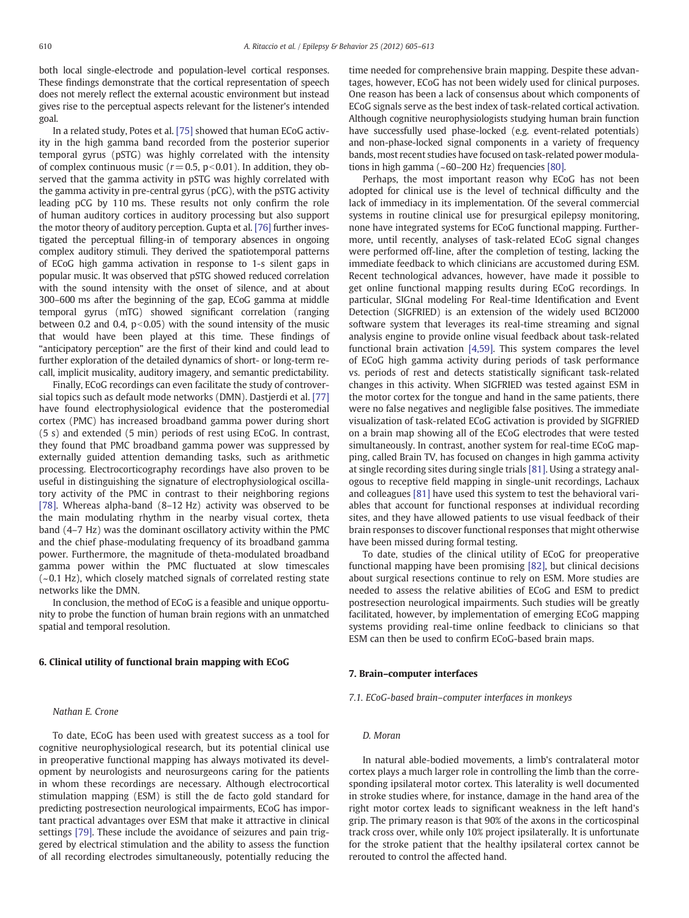both local single-electrode and population-level cortical responses. These findings demonstrate that the cortical representation of speech does not merely reflect the external acoustic environment but instead gives rise to the perceptual aspects relevant for the listener's intended goal.

In a related study, Potes et al. [75] showed that human ECoG activity in the high gamma band recorded from the posterior superior temporal gyrus (pSTG) was highly correlated with the intensity of complex continuous music ($r = 0.5$, $p < 0.01$). In addition, they observed that the gamma activity in pSTG was highly correlated with the gamma activity in pre-central gyrus (pCG), with the pSTG activity leading pCG by 110 ms. These results not only confirm the role of human auditory cortices in auditory processing but also support the motor theory of auditory perception. Gupta et al. [76] further investigated the perceptual filling-in of temporary absences in ongoing complex auditory stimuli. They derived the spatiotemporal patterns of ECoG high gamma activation in response to 1-s silent gaps in popular music. It was observed that pSTG showed reduced correlation with the sound intensity with the onset of silence, and at about 300–600 ms after the beginning of the gap, ECoG gamma at middle temporal gyrus (mTG) showed significant correlation (ranging between 0.2 and 0.4, $p < 0.05$) with the sound intensity of the music that would have been played at this time. These findings of "anticipatory perception" are the first of their kind and could lead to further exploration of the detailed dynamics of short- or long-term recall, implicit musicality, auditory imagery, and semantic predictability.

Finally, ECoG recordings can even facilitate the study of controversial topics such as default mode networks (DMN). Dastjerdi et al. [77] have found electrophysiological evidence that the posteromedial cortex (PMC) has increased broadband gamma power during short (5 s) and extended (5 min) periods of rest using ECoG. In contrast, they found that PMC broadband gamma power was suppressed by externally guided attention demanding tasks, such as arithmetic processing. Electrocorticography recordings have also proven to be useful in distinguishing the signature of electrophysiological oscillatory activity of the PMC in contrast to their neighboring regions [78]. Whereas alpha-band (8–12 Hz) activity was observed to be the main modulating rhythm in the nearby visual cortex, theta band (4–7 Hz) was the dominant oscillatory activity within the PMC and the chief phase-modulating frequency of its broadband gamma power. Furthermore, the magnitude of theta-modulated broadband gamma power within the PMC fluctuated at slow timescales (~0.1 Hz), which closely matched signals of correlated resting state networks like the DMN.

In conclusion, the method of ECoG is a feasible and unique opportunity to probe the function of human brain regions with an unmatched spatial and temporal resolution.

## 6. Clinical utility of functional brain mapping with ECoG

*Nathan E. Crone*

To date, ECoG has been used with greatest success as a tool for cognitive neurophysiological research, but its potential clinical use in preoperative functional mapping has always motivated its development by neurologists and neurosurgeons caring for the patients in whom these recordings are necessary. Although electrocortical stimulation mapping (ESM) is still the de facto gold standard for predicting postresection neurological impairments, ECoG has important practical advantages over ESM that make it attractive in clinical settings [79]. These include the avoidance of seizures and pain triggered by electrical stimulation and the ability to assess the function of all recording electrodes simultaneously, potentially reducing the time needed for comprehensive brain mapping. Despite these advantages, however, ECoG has not been widely used for clinical purposes. One reason has been a lack of consensus about which components of ECoG signals serve as the best index of task-related cortical activation. Although cognitive neurophysiologists studying human brain function have successfully used phase-locked (e.g. event-related potentials) and non-phase-locked signal components in a variety of frequency bands, most recent studies have focused on task-related power modulations in high gamma (~60–200 Hz) frequencies [80].

Perhaps, the most important reason why ECoG has not been adopted for clinical use is the level of technical difficulty and the lack of immediacy in its implementation. Of the several commercial systems in routine clinical use for presurgical epilepsy monitoring, none have integrated systems for ECoG functional mapping. Furthermore, until recently, analyses of task-related ECoG signal changes were performed off-line, after the completion of testing, lacking the immediate feedback to which clinicians are accustomed during ESM. Recent technological advances, however, have made it possible to get online functional mapping results during ECoG recordings. In particular, SIGnal modeling For Real-time Identification and Event Detection (SIGFRIED) is an extension of the widely used BCI2000 software system that leverages its real-time streaming and signal analysis engine to provide online visual feedback about task-related functional brain activation [4,59]. This system compares the level of ECoG high gamma activity during periods of task performance vs. periods of rest and detects statistically significant task-related changes in this activity. When SIGFRIED was tested against ESM in the motor cortex for the tongue and hand in the same patients, there were no false negatives and negligible false positives. The immediate visualization of task-related ECoG activation is provided by SIGFRIED on a brain map showing all of the ECoG electrodes that were tested simultaneously. In contrast, another system for real-time ECoG mapping, called Brain TV, has focused on changes in high gamma activity at single recording sites during single trials [81]. Using a strategy analogous to receptive field mapping in single-unit recordings, Lachaux and colleagues [81] have used this system to test the behavioral variables that account for functional responses at individual recording sites, and they have allowed patients to use visual feedback of their brain responses to discover functional responses that might otherwise have been missed during formal testing.

To date, studies of the clinical utility of ECoG for preoperative functional mapping have been promising [82], but clinical decisions about surgical resections continue to rely on ESM. More studies are needed to assess the relative abilities of ECoG and ESM to predict postresection neurological impairments. Such studies will be greatly facilitated, however, by implementation of emerging ECoG mapping systems providing real-time online feedback to clinicians so that ESM can then be used to confirm ECoG-based brain maps.

## 7. Brain–computer interfaces

### 7.1. ECoG-based brain–computer interfaces in monkeys

*D. Moran*

In natural able-bodied movements, a limb's contralateral motor cortex plays a much larger role in controlling the limb than the corresponding ipsilateral motor cortex. This laterality is well documented in stroke studies where, for instance, damage in the hand area of the right motor cortex leads to significant weakness in the left hand's grip. The primary reason is that 90% of the axons in the corticospinal track cross over, while only 10% project ipsilaterally. It is unfortunate for the stroke patient that the healthy ipsilateral cortex cannot be rerouted to control the affected hand.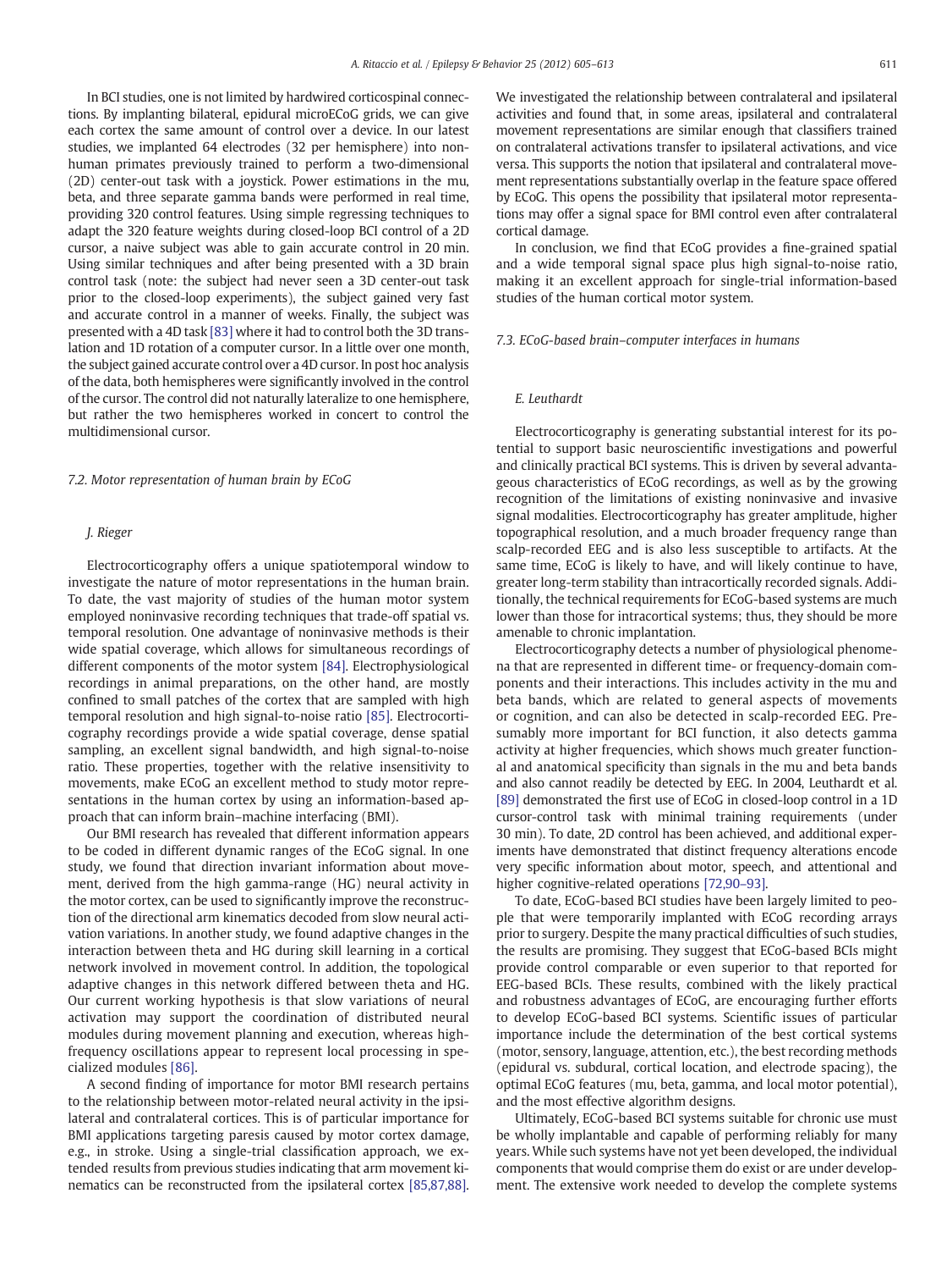In BCI studies, one is not limited by hardwired corticospinal connections. By implanting bilateral, epidural microECoG grids, we can give each cortex the same amount of control over a device. In our latest studies, we implanted 64 electrodes (32 per hemisphere) into nonhuman primates previously trained to perform a two-dimensional (2D) center-out task with a joystick. Power estimations in the mu, beta, and three separate gamma bands were performed in real time, providing 320 control features. Using simple regressing techniques to adapt the 320 feature weights during closed-loop BCI control of a 2D cursor, a naive subject was able to gain accurate control in 20 min. Using similar techniques and after being presented with a 3D brain control task (note: the subject had never seen a 3D center-out task prior to the closed-loop experiments), the subject gained very fast and accurate control in a manner of weeks. Finally, the subject was presented with a 4D task [83] where it had to control both the 3D translation and 1D rotation of a computer cursor. In a little over one month, the subject gained accurate control over a 4D cursor. In post hoc analysis of the data, both hemispheres were significantly involved in the control of the cursor. The control did not naturally lateralize to one hemisphere, but rather the two hemispheres worked in concert to control the multidimensional cursor.

### 7.2. Motor representation of human brain by ECoG

*J. Rieger*

Electrocorticography offers a unique spatiotemporal window to investigate the nature of motor representations in the human brain. To date, the vast majority of studies of the human motor system employed noninvasive recording techniques that trade-off spatial vs. temporal resolution. One advantage of noninvasive methods is their wide spatial coverage, which allows for simultaneous recordings of different components of the motor system [84]. Electrophysiological recordings in animal preparations, on the other hand, are mostly confined to small patches of the cortex that are sampled with high temporal resolution and high signal-to-noise ratio [85]. Electrocorticography recordings provide a wide spatial coverage, dense spatial sampling, an excellent signal bandwidth, and high signal-to-noise ratio. These properties, together with the relative insensitivity to movements, make ECoG an excellent method to study motor representations in the human cortex by using an information-based approach that can inform brain–machine interfacing (BMI).

Our BMI research has revealed that different information appears to be coded in different dynamic ranges of the ECoG signal. In one study, we found that direction invariant information about movement, derived from the high gamma-range (HG) neural activity in the motor cortex, can be used to significantly improve the reconstruction of the directional arm kinematics decoded from slow neural activation variations. In another study, we found adaptive changes in the interaction between theta and HG during skill learning in a cortical network involved in movement control. In addition, the topological adaptive changes in this network differed between theta and HG. Our current working hypothesis is that slow variations of neural activation may support the coordination of distributed neural modules during movement planning and execution, whereas high-frequency oscillations appear to represent local processing in specialized modules [86].

A second finding of importance for motor BMI research pertains to the relationship between motor-related neural activity in the ipsilateral and contralateral cortices. This is of particular importance for BMI applications targeting paresis caused by motor cortex damage, e.g., in stroke. Using a single-trial classification approach, we extended results from previous studies indicating that arm movement kinematics can be reconstructed from the ipsilateral cortex [85,87,88]. We investigated the relationship between contralateral and ipsilateral activities and found that, in some areas, ipsilateral and contralateral movement representations are similar enough that classifiers trained on contralateral activations transfer to ipsilateral activations, and vice versa. This supports the notion that ipsilateral and contralateral movement representations substantially overlap in the feature space offered by ECoG. This opens the possibility that ipsilateral motor representations may offer a signal space for BMI control even after contralateral cortical damage.

In conclusion, we find that ECoG provides a fine-grained spatial and a wide temporal signal space plus high signal-to-noise ratio, making it an excellent approach for single-trial information-based studies of the human cortical motor system.

### 7.3. ECoG-based brain–computer interfaces in humans

*E. Leuthardt*

Electrocorticography is generating substantial interest for its potential to support basic neuroscientific investigations and powerful and clinically practical BCI systems. This is driven by several advantageous characteristics of ECoG recordings, as well as by the growing recognition of the limitations of existing noninvasive and invasive signal modalities. Electrocorticography has greater amplitude, higher topographical resolution, and a much broader frequency range than scalp-recorded EEG and is also less susceptible to artifacts. At the same time, ECoG is likely to have, and will likely continue to have, greater long-term stability than intracortically recorded signals. Additionally, the technical requirements for ECoG-based systems are much lower than those for intracortical systems; thus, they should be more amenable to chronic implantation.

Electrocorticography detects a number of physiological phenomena that are represented in different time- or frequency-domain components and their interactions. This includes activity in the mu and beta bands, which are related to general aspects of movements or cognition, and can also be detected in scalp-recorded EEG. Presumably more important for BCI function, it also detects gamma activity at higher frequencies, which shows much greater functional and anatomical specificity than signals in the mu and beta bands and also cannot readily be detected by EEG. In 2004, Leuthardt et al. [89] demonstrated the first use of ECoG in closed-loop control in a 1D cursor-control task with minimal training requirements (under 30 min). To date, 2D control has been achieved, and additional experiments have demonstrated that distinct frequency alterations encode very specific information about motor, speech, and attentional and higher cognitive-related operations [72,90–93].

To date, ECoG-based BCI studies have been largely limited to people that were temporarily implanted with ECoG recording arrays prior to surgery. Despite the many practical difficulties of such studies, the results are promising. They suggest that ECoG-based BCIs might provide control comparable or even superior to that reported for EEG-based BCIs. These results, combined with the likely practical and robustness advantages of ECoG, are encouraging further efforts to develop ECoG-based BCI systems. Scientific issues of particular importance include the determination of the best cortical systems (motor, sensory, language, attention, etc.), the best recording methods (epidural vs. subdural, cortical location, and electrode spacing), the optimal ECoG features (mu, beta, gamma, and local motor potential), and the most effective algorithm designs.

Ultimately, ECoG-based BCI systems suitable for chronic use must be wholly implantable and capable of performing reliably for many years. While such systems have not yet been developed, the individual components that would comprise them do exist or are under development. The extensive work needed to develop the complete systems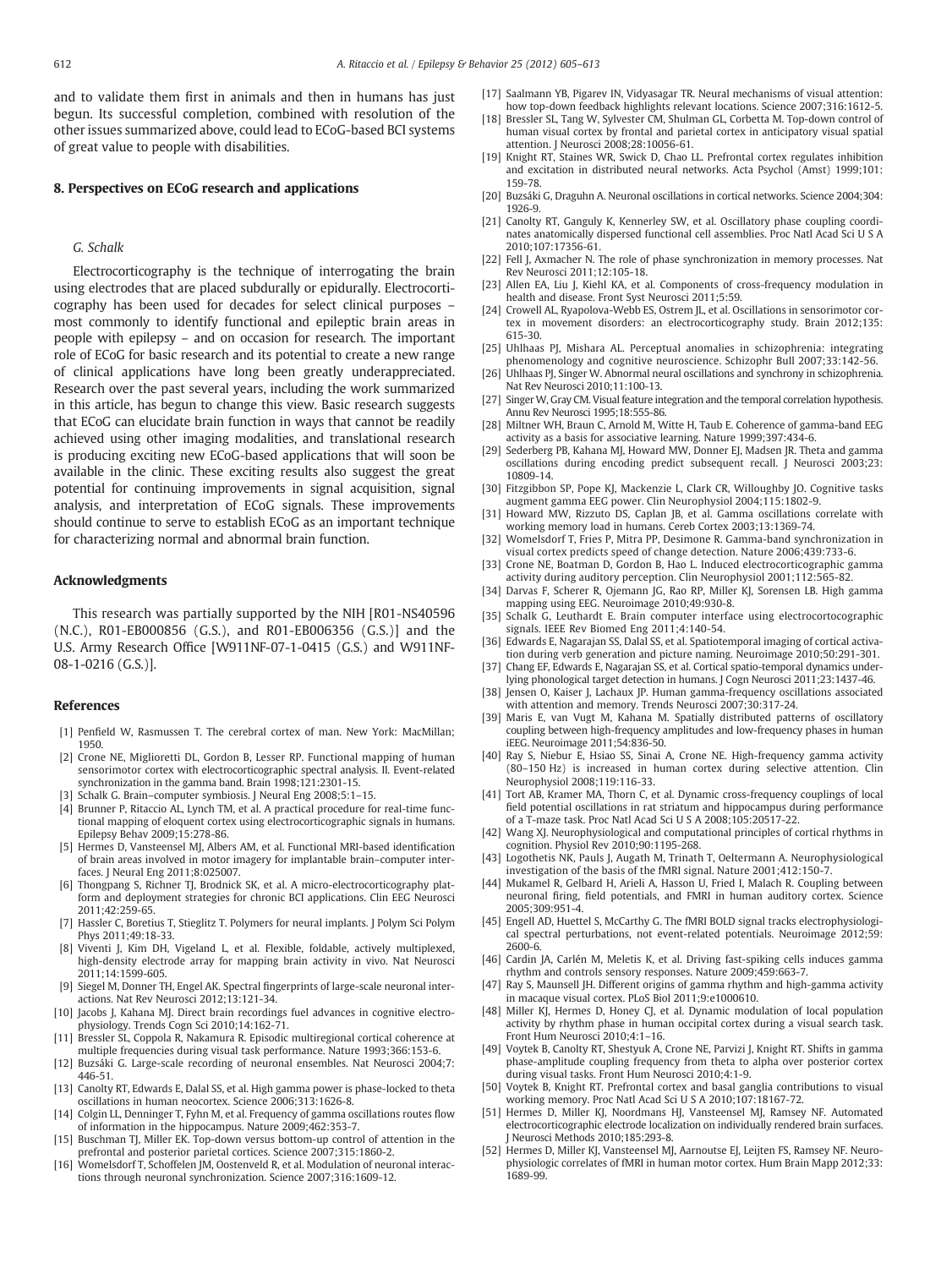and to validate them first in animals and then in humans has just begun. Its successful completion, combined with resolution of the other issues summarized above, could lead to ECoG-based BCI systems of great value to people with disabilities.

## 8. Perspectives on ECoG research and applications

*G. Schalk*

Electrocorticography is the technique of interrogating the brain using electrodes that are placed subdurally or epidurally. Electrocorticography has been used for decades for select clinical purposes – most commonly to identify functional and epileptic brain areas in people with epilepsy – and on occasion for research. The important role of ECoG for basic research and its potential to create a new range of clinical applications have long been greatly underappreciated. Research over the past several years, including the work summarized in this article, has begun to change this view. Basic research suggests that ECoG can elucidate brain function in ways that cannot be readily achieved using other imaging modalities, and translational research is producing exciting new ECoG-based applications that will soon be available in the clinic. These exciting results also suggest the great potential for continuing improvements in signal acquisition, signal analysis, and interpretation of ECoG signals. These improvements should continue to serve to establish ECoG as an important technique for characterizing normal and abnormal brain function.

## Acknowledgments

This research was partially supported by the NIH [R01-NS40596 (N.C.), R01-EB000856 (G.S.), and R01-EB006356 (G.S.)] and the U.S. Army Research Office [W911NF-07-1-0415 (G.S.) and W911NF-08-1-0216 (G.S.)].

## References

[1] Penfield W, Rasmussen T. The cerebral cortex of man. New York: MacMillan; 1950.

[2] Crone NE, Miglioretti DL, Gordon B, Lesser RP. Functional mapping of human sensorimotor cortex with electrocorticographic spectral analysis. II. Event-related synchronization in the gamma band. Brain 1998;121:2301-15.

[3] Schalk G. Brain–computer symbiosis. J Neural Eng 2008;5:1–15.

[4] Brunner P, Ritaccio AL, Lynch TM, et al. A practical procedure for real-time functional mapping of eloquent cortex using electrocorticographic signals in humans. Epilepsy Behav 2009;15:278-86.

[5] Hermes D, Vansteensel MJ, Albers AM, et al. Functional MRI-based identification of brain areas involved in motor imagery for implantable brain–computer interfaces. J Neural Eng 2011;8:025007.

[6] Thongpang S, Richner TJ, Brodnick SK, et al. A micro-electrocorticography platform and deployment strategies for chronic BCI applications. Clin EEG Neurosci 2011;42:259-65.

[7] Hassler C, Boretius T, Stieglitz T. Polymers for neural implants. J Polym Sci Polym Phys 2011;49:18-33.

[8] Viventi J, Kim DH, Vigeland L, et al. Flexible, foldable, actively multiplexed, high-density electrode array for mapping brain activity in vivo. Nat Neurosci 2011;14:1599-605.

[9] Siegel M, Donner TH, Engel AK. Spectral fingerprints of large-scale neuronal interactions. Nat Rev Neurosci 2012;13:121-34.

[10] Jacobs J, Kahana MJ. Direct brain recordings fuel advances in cognitive electrophysiology. Trends Cogn Sci 2010;14:162-71.

[11] Bressler SL, Coppola R, Nakamura R. Episodic multiregional cortical coherence at multiple frequencies during visual task performance. Nature 1993;366:153-6.

[12] Buzsáki G. Large-scale recording of neuronal ensembles. Nat Neurosci 2004;7: 446-51.

[13] Canolty RT, Edwards E, Dalal SS, et al. High gamma power is phase-locked to theta oscillations in human neocortex. Science 2006;313:1626-8.

[14] Colgin LL, Denninger T, Fyhn M, et al. Frequency of gamma oscillations routes flow of information in the hippocampus. Nature 2009;462:353-7.

[15] Buschman TJ, Miller EK. Top-down versus bottom-up control of attention in the prefrontal and posterior parietal cortices. Science 2007;315:1860-2.

[16] Womelsdorf T, Schoffelen JM, Oostenveld R, et al. Modulation of neuronal interactions through neuronal synchronization. Science 2007;316:1609-12.

[17] Saalmann YB, Pigarev IN, Vidyasagar TR. Neural mechanisms of visual attention: how top-down feedback highlights relevant locations. Science 2007;316:1612-5.

[18] Bressler SL, Tang W, Sylvester CM, Shulman GL, Corbetta M. Top-down control of human visual cortex by frontal and parietal cortex in anticipatory visual spatial attention. J Neurosci 2008;28:10056-61.

[19] Knight RT, Staines WR, Swick D, Chao LL. Prefrontal cortex regulates inhibition and excitation in distributed neural networks. Acta Psychol (Amst) 1999;101: 159-78.

[20] Buzsáki G, Draguhn A. Neuronal oscillations in cortical networks. Science 2004;304: 1926-9.

[21] Canolty RT, Ganguly K, Kennerley SW, et al. Oscillatory phase coupling coordinates anatomically dispersed functional cell assemblies. Proc Natl Acad Sci U S A 2010;107:17356-61.

[22] Fell J, Axmacher N. The role of phase synchronization in memory processes. Nat Rev Neurosci 2011;12:105-18.

[23] Allen EA, Liu J, Kiehl KA, et al. Components of cross-frequency modulation in health and disease. Front Syst Neurosci 2011;5:59.

[24] Crowell AL, Ryapolova-Webb ES, Ostrem JL, et al. Oscillations in sensorimotor cortex in movement disorders: an electrocorticography study. Brain 2012;135: 615-30.

[25] Uhlhaas PJ, Mishara AL. Perceptual anomalies in schizophrenia: integrating phenomenology and cognitive neuroscience. Schizophr Bull 2007;33:142-56.

[26] Uhlhaas PJ, Singer W. Abnormal neural oscillations and synchrony in schizophrenia. Nat Rev Neurosci 2010;11:100-13.

[27] Singer W, Gray CM. Visual feature integration and the temporal correlation hypothesis. Annu Rev Neurosci 1995;18:555-86.

[28] Miltner WH, Braun C, Arnold M, Witte H, Taub E. Coherence of gamma-band EEG activity as a basis for associative learning. Nature 1999;397:434-6.

[29] Sederberg PB, Kahana MJ, Howard MW, Donner EJ, Madsen JR. Theta and gamma oscillations during encoding predict subsequent recall. J Neurosci 2003;23: 10809-14.

[30] Fitzgibbon SP, Pope KJ, Mackenzie L, Clark CR, Willoughby JO. Cognitive tasks augment gamma EEG power. Clin Neurophysiol 2004;115:1802-9.

[31] Howard MW, Rizzuto DS, Caplan JB, et al. Gamma oscillations correlate with working memory load in humans. Cereb Cortex 2003;13:1369-74.

[32] Womelsdorf T, Fries P, Mitra PP, Desimone R. Gamma-band synchronization in visual cortex predicts speed of change detection. Nature 2006;439:733-6.

[33] Crone NE, Boatman D, Gordon B, Hao L. Induced electrocorticographic gamma activity during auditory perception. Clin Neurophysiol 2001;112:565-82.

[34] Darvas F, Scherer R, Ojemann JG, Rao RP, Miller KJ, Sorensen LB. High gamma mapping using EEG. Neuroimage 2010;49:930-8.

[35] Schalk G, Leuthardt E. Brain computer interface using electrocortocographic signals. IEEE Rev Biomed Eng 2011;4:140-54.

[36] Edwards E, Nagarajan SS, Dalal SS, et al. Spatiotemporal imaging of cortical activation during verb generation and picture naming. Neuroimage 2010;50:291-301.

[37] Chang EF, Edwards E, Nagarajan SS, et al. Cortical spatio-temporal dynamics underlying phonological target detection in humans. J Cogn Neurosci 2011;23:1437-46.

[38] Jensen O, Kaiser J, Lachaux JP. Human gamma-frequency oscillations associated with attention and memory. Trends Neurosci 2007;30:317-24.

[39] Maris E, van Vugt M, Kahana M. Spatially distributed patterns of oscillatory coupling between high-frequency amplitudes and low-frequency phases in human iEEG. Neuroimage 2011;54:836-50.

[40] Ray S, Niebur E, Hsiao SS, Sinai A, Crone NE. High-frequency gamma activity (80–150 Hz) is increased in human cortex during selective attention. Clin Neurophysiol 2008;119:116-33.

[41] Tort AB, Kramer MA, Thorn C, et al. Dynamic cross-frequency couplings of local field potential oscillations in rat striatum and hippocampus during performance of a T-maze task. Proc Natl Acad Sci U S A 2008;105:20517-22.

[42] Wang XJ. Neurophysiological and computational principles of cortical rhythms in cognition. Physiol Rev 2010;90:1195-268.

[43] Logothetis NK, Pauls J, Augath M, Trinath T, Oeltermann A. Neurophysiological investigation of the basis of the fMRI signal. Nature 2001;412:150-7.

[44] Mukamel R, Gelbard H, Arieli A, Hasson U, Fried I, Malach R. Coupling between neuronal firing, field potentials, and FMRI in human auditory cortex. Science 2005;309:951-4.

[45] Engell AD, Huettel S, McCarthy G. The fMRI BOLD signal tracks electrophysiological spectral perturbations, not event-related potentials. Neuroimage 2012;59: 2600-6.

[46] Cardin JA, Carlén M, Meletis K, et al. Driving fast-spiking cells induces gamma rhythm and controls sensory responses. Nature 2009;459:663-7.

[47] Ray S, Maunsell JH. Different origins of gamma rhythm and high-gamma activity in macaque visual cortex. PLoS Biol 2011;9:e1000610.

[48] Miller KJ, Hermes D, Honey CJ, et al. Dynamic modulation of local population activity by rhythm phase in human occipital cortex during a visual search task. Front Hum Neurosci 2010;4:1–16.

[49] Voytek B, Canolty RT, Shestyuk A, Crone NE, Parvizi J, Knight RT. Shifts in gamma phase-amplitude coupling frequency from theta to alpha over posterior cortex during visual tasks. Front Hum Neurosci 2010;4:1-9.

[50] Voytek B, Knight RT. Prefrontal cortex and basal ganglia contributions to visual working memory. Proc Natl Acad Sci U S A 2010;107:18167-72.

[51] Hermes D, Miller KJ, Noordmans HJ, Vansteensel MJ, Ramsey NF. Automated electrocorticographic electrode localization on individually rendered brain surfaces. J Neurosci Methods 2010;185:293-8.

[52] Hermes D, Miller KJ, Vansteensel MJ, Aarnoutse EJ, Leijten FS, Ramsey NF. Neurophysiologic correlates of fMRI in human motor cortex. Hum Brain Mapp 2012;33: 1689-99.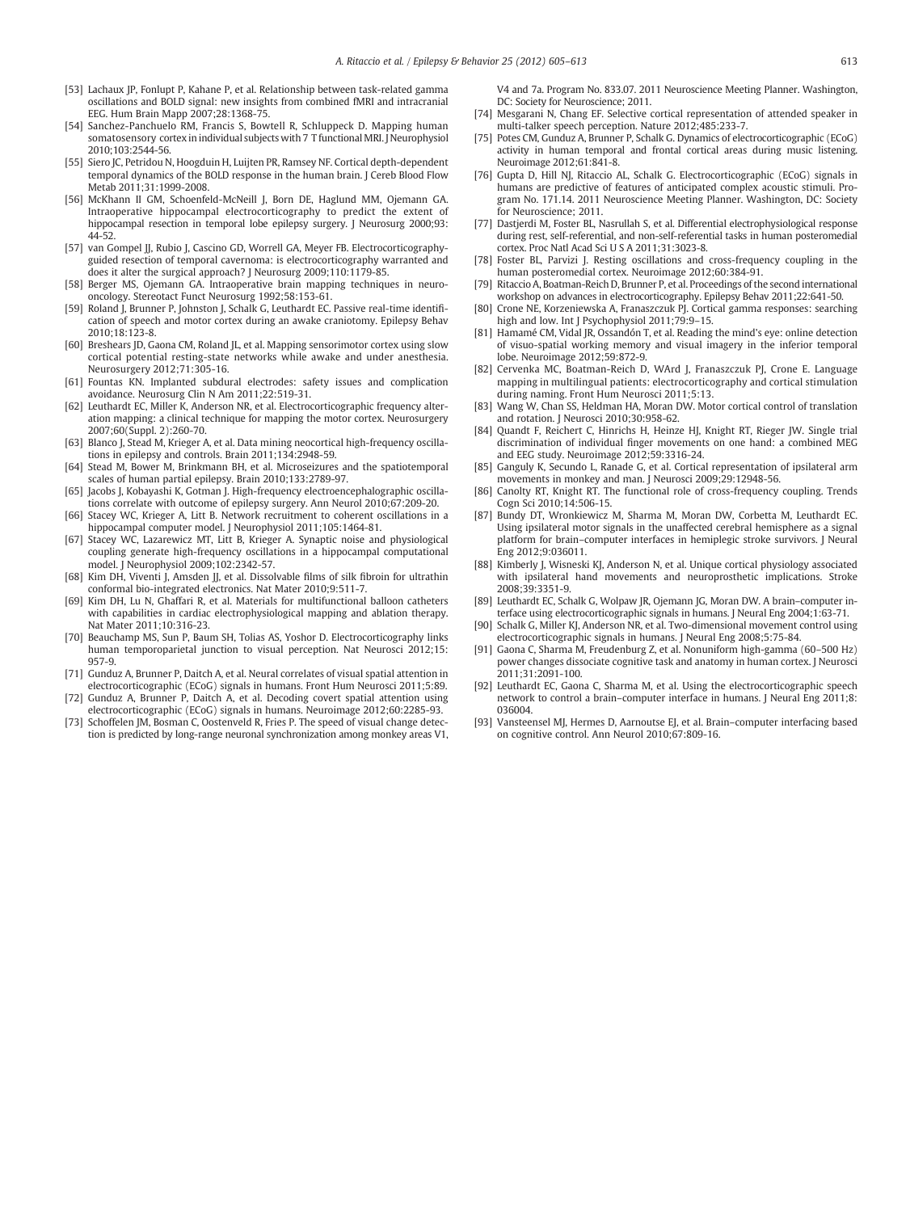[53] Lachaux JP, Fonlupt P, Kahane P, et al. Relationship between task-related gamma oscillations and BOLD signal: new insights from combined fMRI and intracranial EEG. Hum Brain Mapp 2007;28:1368-75.

[54] Sanchez-Panchuelo RM, Francis S, Bowtell R, Schluppeck D. Mapping human somatosensory cortex in individual subjects with 7 T functional MRI. J Neurophysiol 2010;103:2544-56.

[55] Siero JC, Petridou N, Hoogduin H, Luijten PR, Ramsey NF. Cortical depth-dependent temporal dynamics of the BOLD response in the human brain. J Cereb Blood Flow Metab 2011;31:1999-2008.

[56] McKhann II GM, Schoenfeld-McNeill J, Born DE, Haglund MM, Ojemann GA. Intraoperative hippocampal electrocorticography to predict the extent of hippocampal resection in temporal lobe epilepsy surgery. J Neurosurg 2000;93:44-52.

[57] van Gompel JJ, Rubio J, Cascino GD, Worrell GA, Meyer FB. Electrocorticography-guided resection of temporal cavernoma: is electrocorticography warranted and does it alter the surgical approach? J Neurosurg 2009;110:1179-85.

[58] Berger MS, Ojemann GA. Intraoperative brain mapping techniques in neuro-oncology. Stereotact Funct Neurosurg 1992;58:153-61.

[59] Roland J, Brunner P, Johnston J, Schalk G, Leuthardt EC. Passive real-time identification of speech and motor cortex during an awake craniotomy. Epilepsy Behav 2010;18:123-8.

[60] Breshears JD, Gaona CM, Roland JL, et al. Mapping sensorimotor cortex using slow cortical potential resting-state networks while awake and under anesthesia. Neurosurgery 2012;71:305-16.

[61] Fountas KN. Implanted subdural electrodes: safety issues and complication avoidance. Neurosurg Clin N Am 2011;22:519-31.

[62] Leuthardt EC, Miller K, Anderson NR, et al. Electrocorticographic frequency alteration mapping: a clinical technique for mapping the motor cortex. Neurosurgery 2007;60(Suppl. 2):260-70.

[63] Blanco J, Stead M, Krieger A, et al. Data mining neocortical high-frequency oscillations in epilepsy and controls. Brain 2011;134:2948-59.

[64] Stead M, Bower M, Brinkmann BH, et al. Microseizures and the spatiotemporal scales of human partial epilepsy. Brain 2010;133:2789-97.

[65] Jacobs J, Kobayashi K, Gotman J. High-frequency electroencephalographic oscillations correlate with outcome of epilepsy surgery. Ann Neurol 2010;67:209-20.

[66] Stacey WC, Krieger A, Litt B. Network recruitment to coherent oscillations in a hippocampal computer model. J Neurophysiol 2011;105:1464-81.

[67] Stacey WC, Lazarewicz MT, Litt B, Krieger A. Synaptic noise and physiological coupling generate high-frequency oscillations in a hippocampal computational model. J Neurophysiol 2009;102:2342-57.

[68] Kim DH, Viventi J, Amsden JJ, et al. Dissolvable films of silk fibroin for ultrathin conformal bio-integrated electronics. Nat Mater 2010;9:511-7.

[69] Kim DH, Lu N, Ghaffari R, et al. Materials for multifunctional balloon catheters with capabilities in cardiac electrophysiological mapping and ablation therapy. Nat Mater 2011;10:316-23.

[70] Beauchamp MS, Sun P, Baum SH, Tolias AS, Yoshor D. Electrocorticography links human temporoparietal junction to visual perception. Nat Neurosci 2012;15:957-9.

[71] Gunduz A, Brunner P, Daitch A, et al. Neural correlates of visual spatial attention in electrocorticographic (ECoG) signals in humans. Front Hum Neurosci 2011;5:89.

[72] Gunduz A, Brunner P, Daitch A, et al. Decoding covert spatial attention using electrocorticographic (ECoG) signals in humans. Neuroimage 2012;60:2285-93.

[73] Schoffelen JM, Bosman C, Oostenveld R, Fries P. The speed of visual change detection is predicted by long-range neuronal synchronization among monkey areas V1, V4 and 7a. Program No. 833.07. 2011 Neuroscience Meeting Planner. Washington, DC: Society for Neuroscience; 2011.

[74] Mesgarani N, Chang EF. Selective cortical representation of attended speaker in multi-talker speech perception. Nature 2012;485:233-7.

[75] Potes CM, Gunduz A, Brunner P, Schalk G. Dynamics of electrocorticographic (ECoG) activity in human temporal and frontal cortical areas during music listening. Neuroimage 2012;61:841-8.

[76] Gupta D, Hill NJ, Ritaccio AL, Schalk G. Electrocorticographic (ECoG) signals in humans are predictive of features of anticipated complex acoustic stimuli. Program No. 171.14. 2011 Neuroscience Meeting Planner. Washington, DC: Society for Neuroscience; 2011.

[77] Dastjerdi M, Foster BL, Nasrullah S, et al. Differential electrophysiological response during rest, self-referential, and non-self-referential tasks in human posteromedial cortex. Proc Natl Acad Sci U S A 2011;31:3023-8.

[78] Foster BL, Parvizi J. Resting oscillations and cross-frequency coupling in the human posteromedial cortex. Neuroimage 2012;60:384-91.

[79] Ritaccio A, Boatman-Reich D, Brunner P, et al. Proceedings of the second international workshop on advances in electrocorticography. Epilepsy Behav 2011;22:641-50.

[80] Crone NE, Korzeniewska A, Franaszczuk PJ. Cortical gamma responses: searching high and low. Int J Psychophysiol 2011;79:9–15.

[81] Hamamé CM, Vidal JR, Ossandón T, et al. Reading the mind's eye: online detection of visuo-spatial working memory and visual imagery in the inferior temporal lobe. Neuroimage 2012;59:872-9.

[82] Cervenka MC, Boatman-Reich D, WArd J, Franaszczuk PJ, Crone E. Language mapping in multilingual patients: electrocorticography and cortical stimulation during naming. Front Hum Neurosci 2011;5:13.

[83] Wang W, Chan SS, Heldman HA, Moran DW. Motor cortical control of translation and rotation. J Neurosci 2010;30:958-62.

[84] Quandt F, Reichert C, Hinrichs H, Heinze HJ, Knight RT, Rieger JW. Single trial discrimination of individual finger movements on one hand: a combined MEG and EEG study. Neuroimage 2012;59:3316-24.

[85] Ganguly K, Secundo L, Ranade G, et al. Cortical representation of ipsilateral arm movements in monkey and man. J Neurosci 2009;29:12948-56.

[86] Canolty RT, Knight RT. The functional role of cross-frequency coupling. Trends Cogn Sci 2010;14:506-15.

[87] Bundy DT, Wronkiewicz M, Sharma M, Moran DW, Corbetta M, Leuthardt EC. Using ipsilateral motor signals in the unaffected cerebral hemisphere as a signal platform for brain–computer interfaces in hemiplegic stroke survivors. J Neural Eng 2012;9:036011.

[88] Kimberly J, Wisneski KJ, Anderson N, et al. Unique cortical physiology associated with ipsilateral hand movements and neuroprosthetic implications. Stroke 2008;39:3351-9.

[89] Leuthardt EC, Schalk G, Wolpaw JR, Ojemann JG, Moran DW. A brain–computer interface using electrocorticographic signals in humans. J Neural Eng 2004;1:63-71.

[90] Schalk G, Miller KJ, Anderson NR, et al. Two-dimensional movement control using electrocorticographic signals in humans. J Neural Eng 2008;5:75-84.

[91] Gaona C, Sharma M, Freudenburg Z, et al. Nonuniform high-gamma (60–500 Hz) power changes dissociate cognitive task and anatomy in human cortex. J Neurosci 2011;31:2091-100.

[92] Leuthardt EC, Gaona C, Sharma M, et al. Using the electrocorticographic speech network to control a brain–computer interface in humans. J Neural Eng 2011;8:036004.

[93] Vansteensel MJ, Hermes D, Aarnoutse EJ, et al. Brain–computer interfacing based on cognitive control. Ann Neurol 2010;67:809-16.